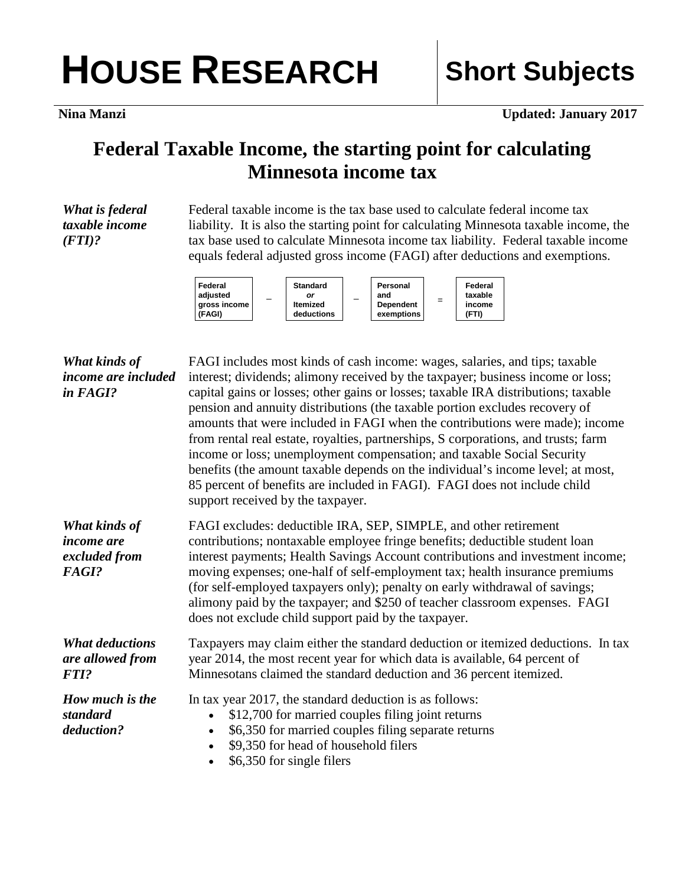# HOUSE RESEARCH

## Short Subjects

**Nina Manzi** **Updated: January 2017**

# Federal Taxable Income, the starting point for calculating Minnesota income tax

***What is federal taxable income (FTI)?***

Federal taxable income is the tax base used to calculate federal income tax liability. It is also the starting point for calculating Minnesota taxable income, the tax base used to calculate Minnesota income tax liability. Federal taxable income equals federal adjusted gross income (FAGI) after deductions and exemptions.

| Federal adjusted gross income (FAGI) | – | Standard *or* Itemized deductions | – | Personal and Dependent exemptions | = | Federal taxable income (FTI) |
|---|---|---|---|---|---|---|

***What kinds of income are included in FAGI?***

FAGI includes most kinds of cash income: wages, salaries, and tips; taxable interest; dividends; alimony received by the taxpayer; business income or loss; capital gains or losses; other gains or losses; taxable IRA distributions; taxable pension and annuity distributions (the taxable portion excludes recovery of amounts that were included in FAGI when the contributions were made); income from rental real estate, royalties, partnerships, S corporations, and trusts; farm income or loss; unemployment compensation; and taxable Social Security benefits (the amount taxable depends on the individual's income level; at most, 85 percent of benefits are included in FAGI). FAGI does not include child support received by the taxpayer.

***What kinds of income are excluded from FAGI?***

FAGI excludes: deductible IRA, SEP, SIMPLE, and other retirement contributions; nontaxable employee fringe benefits; deductible student loan interest payments; Health Savings Account contributions and investment income; moving expenses; one-half of self-employment tax; health insurance premiums (for self-employed taxpayers only); penalty on early withdrawal of savings; alimony paid by the taxpayer; and $250 of teacher classroom expenses. FAGI does not exclude child support paid by the taxpayer.

***What deductions are allowed from FTI?***

Taxpayers may claim either the standard deduction or itemized deductions. In tax year 2014, the most recent year for which data is available, 64 percent of Minnesotans claimed the standard deduction and 36 percent itemized.

***How much is the standard deduction?***

In tax year 2017, the standard deduction is as follows:

- $12,700 for married couples filing joint returns
- $6,350 for married couples filing separate returns
- $9,350 for head of household filers
- $6,350 for single filers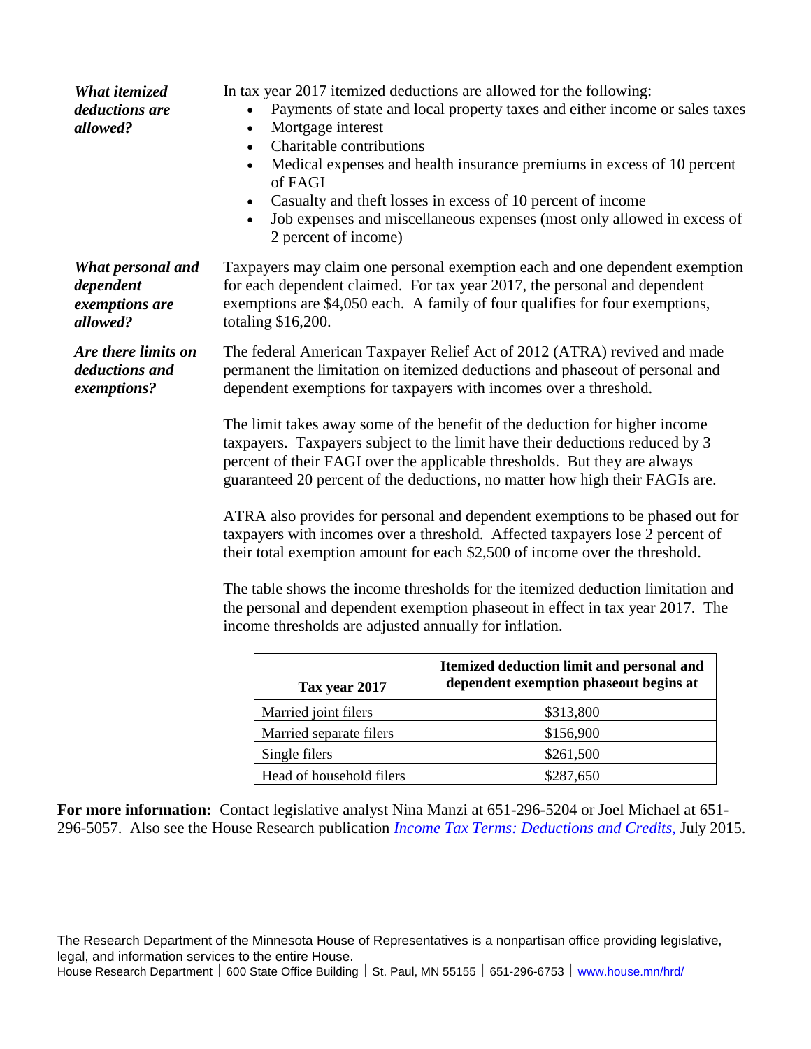***What itemized deductions are allowed?***

In tax year 2017 itemized deductions are allowed for the following:

- Payments of state and local property taxes and either income or sales taxes
- Mortgage interest
- Charitable contributions
- Medical expenses and health insurance premiums in excess of 10 percent of FAGI
- Casualty and theft losses in excess of 10 percent of income
- Job expenses and miscellaneous expenses (most only allowed in excess of 2 percent of income)

***What personal and dependent exemptions are allowed?***

Taxpayers may claim one personal exemption each and one dependent exemption for each dependent claimed. For tax year 2017, the personal and dependent exemptions are $4,050 each. A family of four qualifies for four exemptions, totaling $16,200.

***Are there limits on deductions and exemptions?***

The federal American Taxpayer Relief Act of 2012 (ATRA) revived and made permanent the limitation on itemized deductions and phaseout of personal and dependent exemptions for taxpayers with incomes over a threshold.

The limit takes away some of the benefit of the deduction for higher income taxpayers. Taxpayers subject to the limit have their deductions reduced by 3 percent of their FAGI over the applicable thresholds. But they are always guaranteed 20 percent of the deductions, no matter how high their FAGIs are.

ATRA also provides for personal and dependent exemptions to be phased out for taxpayers with incomes over a threshold. Affected taxpayers lose 2 percent of their total exemption amount for each $2,500 of income over the threshold.

The table shows the income thresholds for the itemized deduction limitation and the personal and dependent exemption phaseout in effect in tax year 2017. The income thresholds are adjusted annually for inflation.

| Tax year 2017 | Itemized deduction limit and personal and dependent exemption phaseout begins at |
|---|---|
| Married joint filers | $313,800 |
| Married separate filers | $156,900 |
| Single filers | $261,500 |
| Head of household filers | $287,650 |

**For more information:** Contact legislative analyst Nina Manzi at 651-296-5204 or Joel Michael at 651-296-5057. Also see the House Research publication *Income Tax Terms: Deductions and Credits*, July 2015.

The Research Department of the Minnesota House of Representatives is a nonpartisan office providing legislative, legal, and information services to the entire House.
House Research Department | 600 State Office Building | St. Paul, MN 55155 | 651-296-6753 | www.house.mn/hrd/